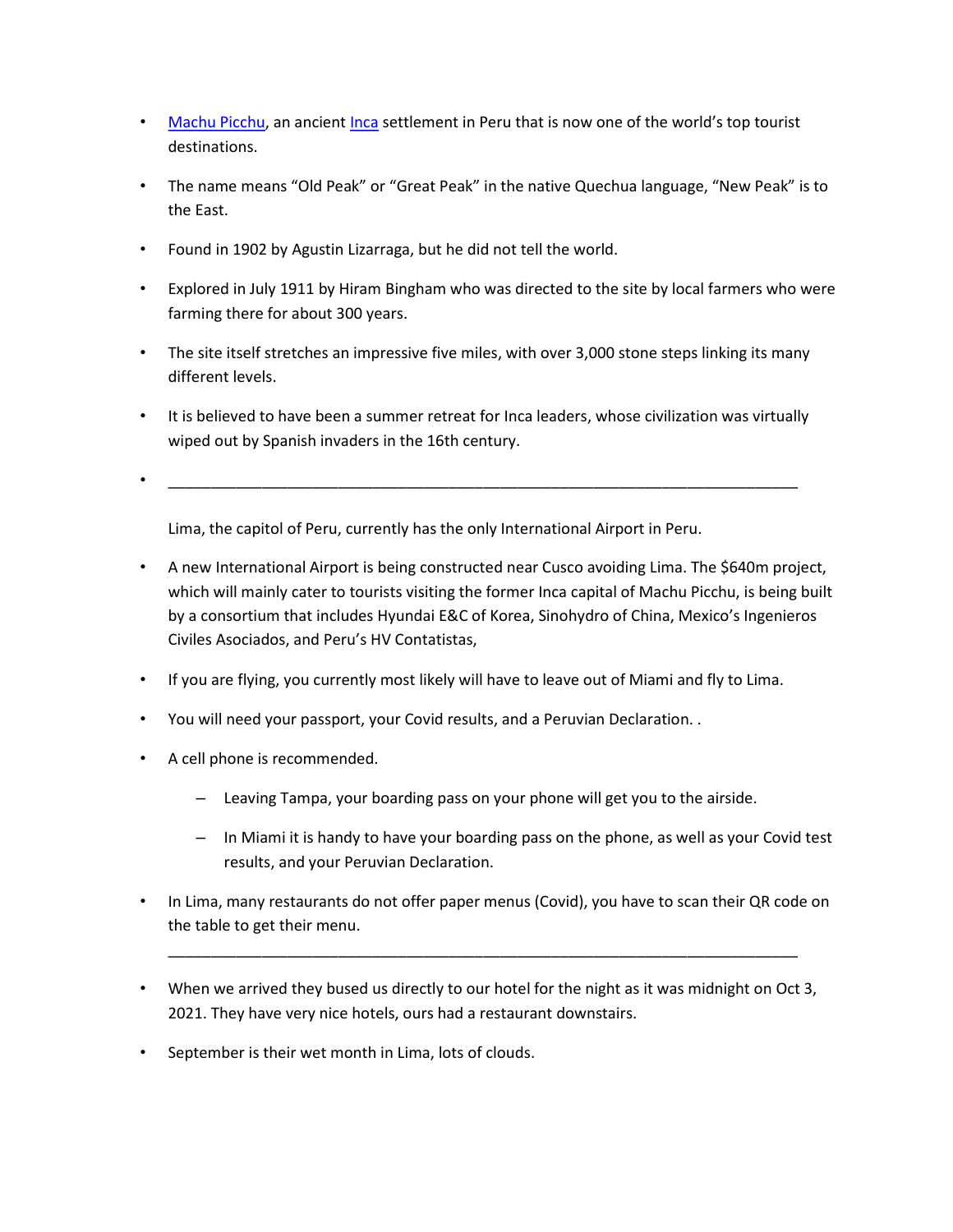- Machu Picchu, an ancient Inca settlement in Peru that is now one of the world's top tourist destinations.
- The name means "Old Peak" or "Great Peak" in the native Quechua language, "New Peak" is to the East.
- Found in 1902 by Agustin Lizarraga, but he did not tell the world.
- Explored in July 1911 by Hiram Bingham who was directed to the site by local farmers who were farming there for about 300 years.
- The site itself stretches an impressive five miles, with over 3,000 stone steps linking its many different levels.
- It is believed to have been a summer retreat for Inca leaders, whose civilization was virtually wiped out by Spanish invaders in the 16th century.
- ______________________________________________________________________________

  Lima, the capitol of Peru, currently has the only International Airport in Peru.
- A new International Airport is being constructed near Cusco avoiding Lima. The $640m project, which will mainly cater to tourists visiting the former Inca capital of Machu Picchu, is being built by a consortium that includes Hyundai E&C of Korea, Sinohydro of China, Mexico's Ingenieros Civiles Asociados, and Peru's HV Contatistas,
- If you are flying, you currently most likely will have to leave out of Miami and fly to Lima.
- You will need your passport, your Covid results, and a Peruvian Declaration. .
- A cell phone is recommended.
  - Leaving Tampa, your boarding pass on your phone will get you to the airside.
  - In Miami it is handy to have your boarding pass on the phone, as well as your Covid test results, and your Peruvian Declaration.
- In Lima, many restaurants do not offer paper menus (Covid), you have to scan their QR code on the table to get their menu.

  ______________________________________________________________________________
- When we arrived they bused us directly to our hotel for the night as it was midnight on Oct 3, 2021. They have very nice hotels, ours had a restaurant downstairs.
- September is their wet month in Lima, lots of clouds.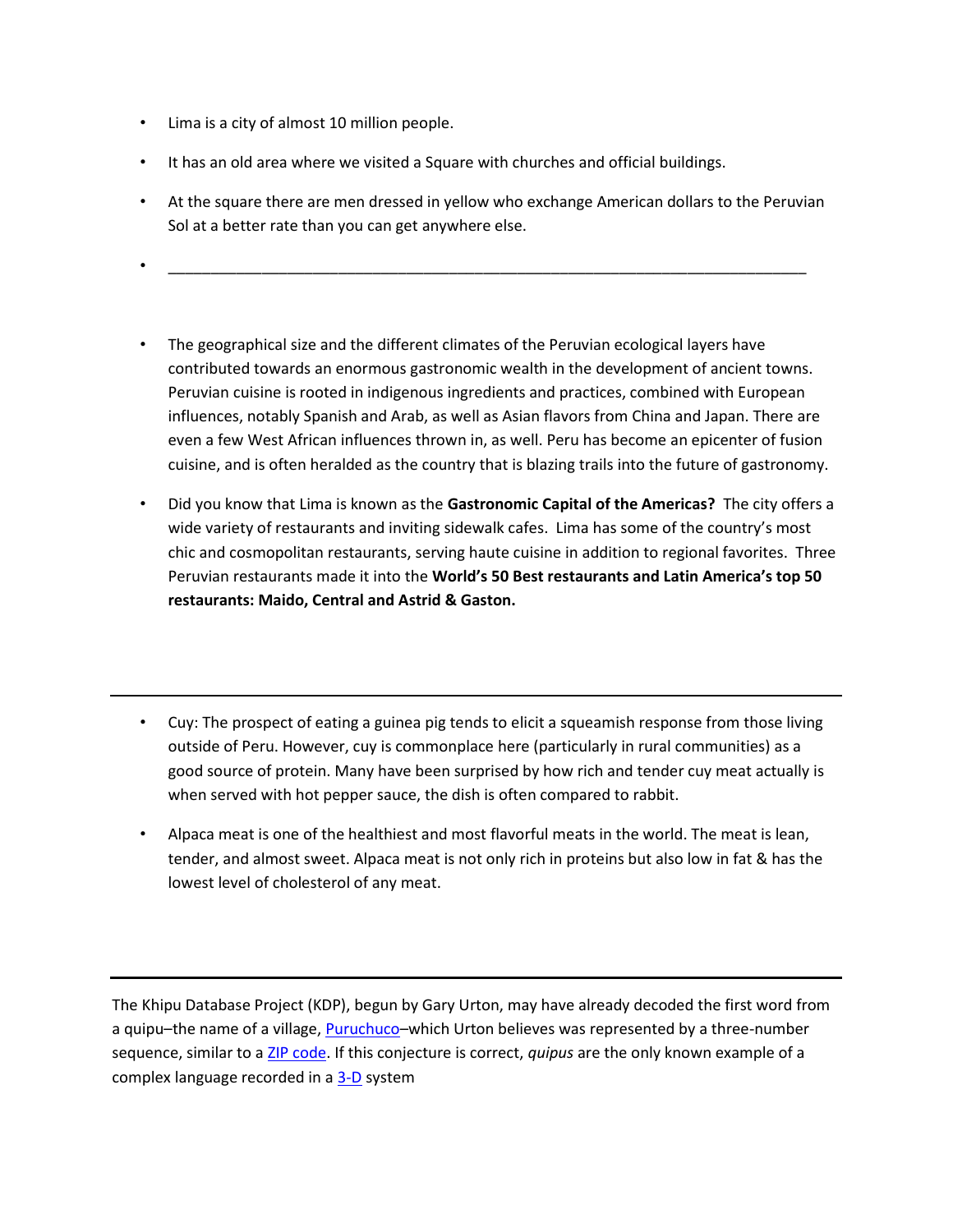- Lima is a city of almost 10 million people.
- It has an old area where we visited a Square with churches and official buildings.
- At the square there are men dressed in yellow who exchange American dollars to the Peruvian Sol at a better rate than you can get anywhere else.
- ________________________________________________________________________

- The geographical size and the different climates of the Peruvian ecological layers have contributed towards an enormous gastronomic wealth in the development of ancient towns. Peruvian cuisine is rooted in indigenous ingredients and practices, combined with European influences, notably Spanish and Arab, as well as Asian flavors from China and Japan. There are even a few West African influences thrown in, as well. Peru has become an epicenter of fusion cuisine, and is often heralded as the country that is blazing trails into the future of gastronomy.
- Did you know that Lima is known as the **Gastronomic Capital of the Americas?** The city offers a wide variety of restaurants and inviting sidewalk cafes. Lima has some of the country's most chic and cosmopolitan restaurants, serving haute cuisine in addition to regional favorites. Three Peruvian restaurants made it into the **World's 50 Best restaurants and Latin America's top 50 restaurants: Maido, Central and Astrid & Gaston.**

---

- Cuy: The prospect of eating a guinea pig tends to elicit a squeamish response from those living outside of Peru. However, cuy is commonplace here (particularly in rural communities) as a good source of protein. Many have been surprised by how rich and tender cuy meat actually is when served with hot pepper sauce, the dish is often compared to rabbit.
- Alpaca meat is one of the healthiest and most flavorful meats in the world. The meat is lean, tender, and almost sweet. Alpaca meat is not only rich in proteins but also low in fat & has the lowest level of cholesterol of any meat.

---

The Khipu Database Project (KDP), begun by Gary Urton, may have already decoded the first word from a quipu–the name of a village, Puruchuco–which Urton believes was represented by a three-number sequence, similar to a ZIP code. If this conjecture is correct, *quipus* are the only known example of a complex language recorded in a 3-D system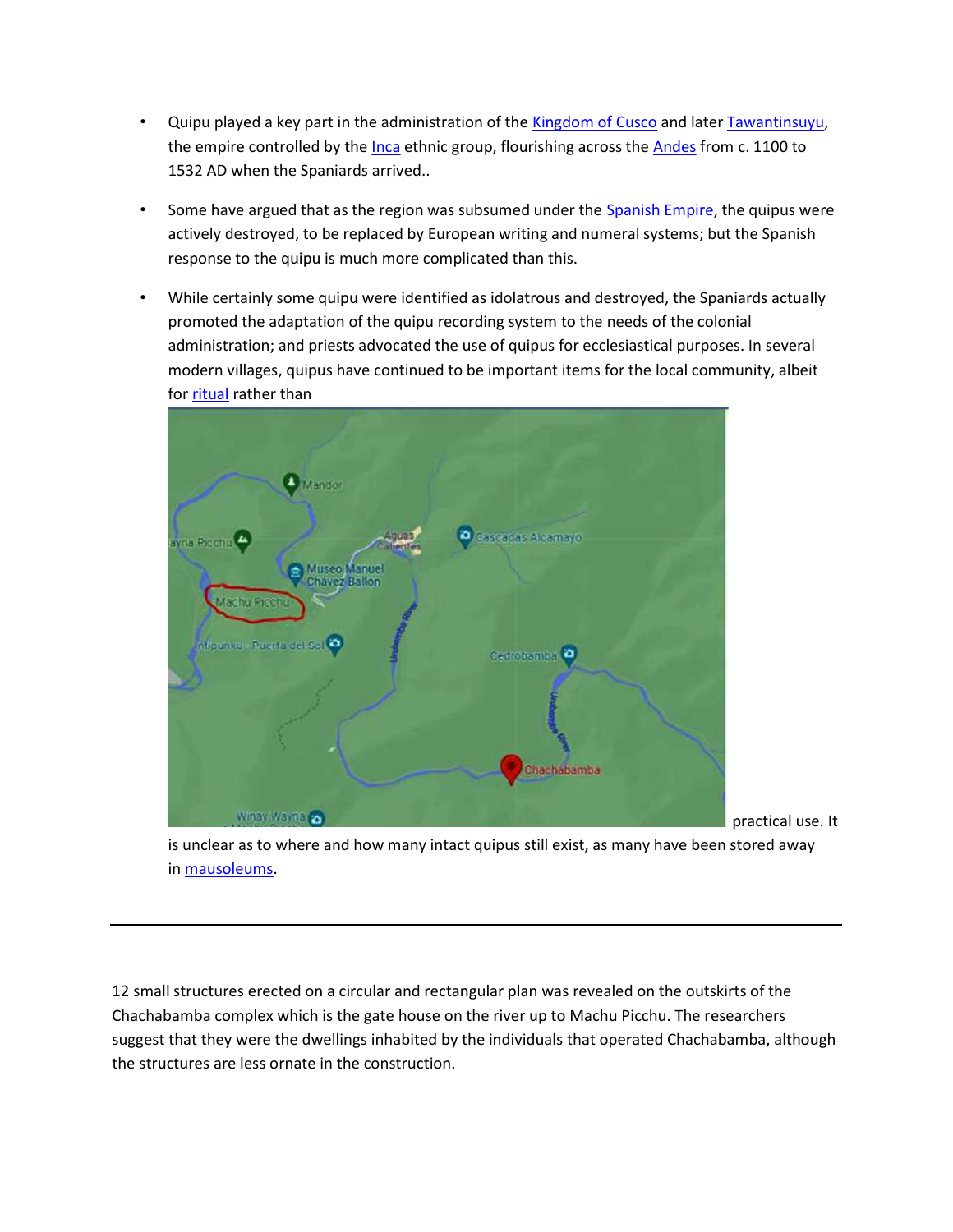- Quipu played a key part in the administration of the [Kingdom of Cusco](Kingdom of Cusco) and later [Tawantinsuyu](Tawantinsuyu), the empire controlled by the [Inca](Inca) ethnic group, flourishing across the [Andes](Andes) from c. 1100 to 1532 AD when the Spaniards arrived..

- Some have argued that as the region was subsumed under the [Spanish Empire](Spanish Empire), the quipus were actively destroyed, to be replaced by European writing and numeral systems; but the Spanish response to the quipu is much more complicated than this.

- While certainly some quipu were identified as idolatrous and destroyed, the Spaniards actually promoted the adaptation of the quipu recording system to the needs of the colonial administration; and priests advocated the use of quipus for ecclesiastical purposes. In several modern villages, quipus have continued to be important items for the local community, albeit for [ritual](ritual) rather than practical use. It is unclear as to where and how many intact quipus still exist, as many have been stored away in [mausoleums](mausoleums).

---

12 small structures erected on a circular and rectangular plan was revealed on the outskirts of the Chachabamba complex which is the gate house on the river up to Machu Picchu. The researchers suggest that they were the dwellings inhabited by the individuals that operated Chachabamba, although the structures are less ornate in the construction.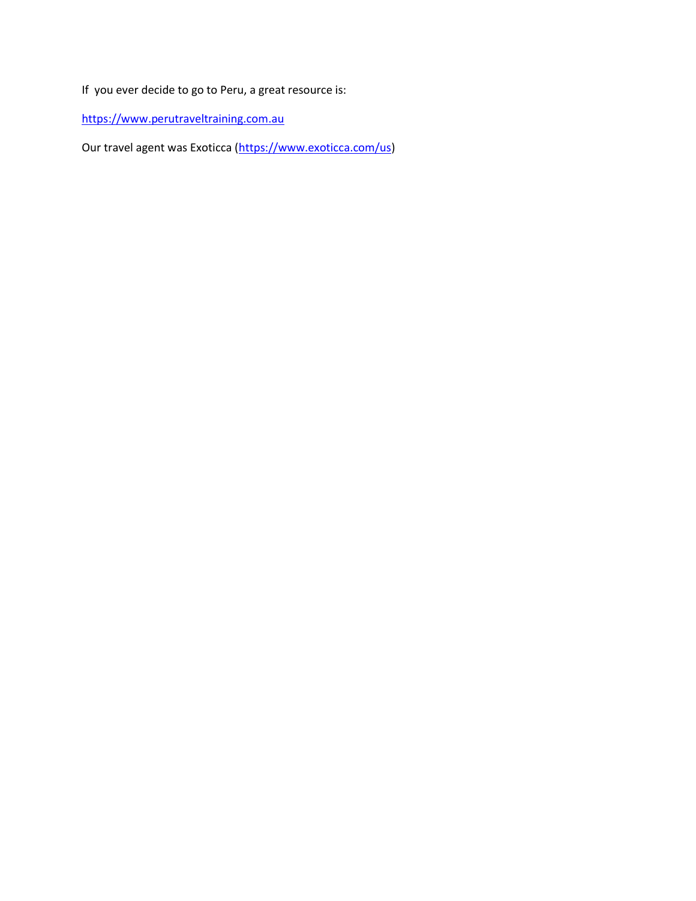If you ever decide to go to Peru, a great resource is:

https://www.perutraveltraining.com.au

Our travel agent was Exoticca (https://www.exoticca.com/us)